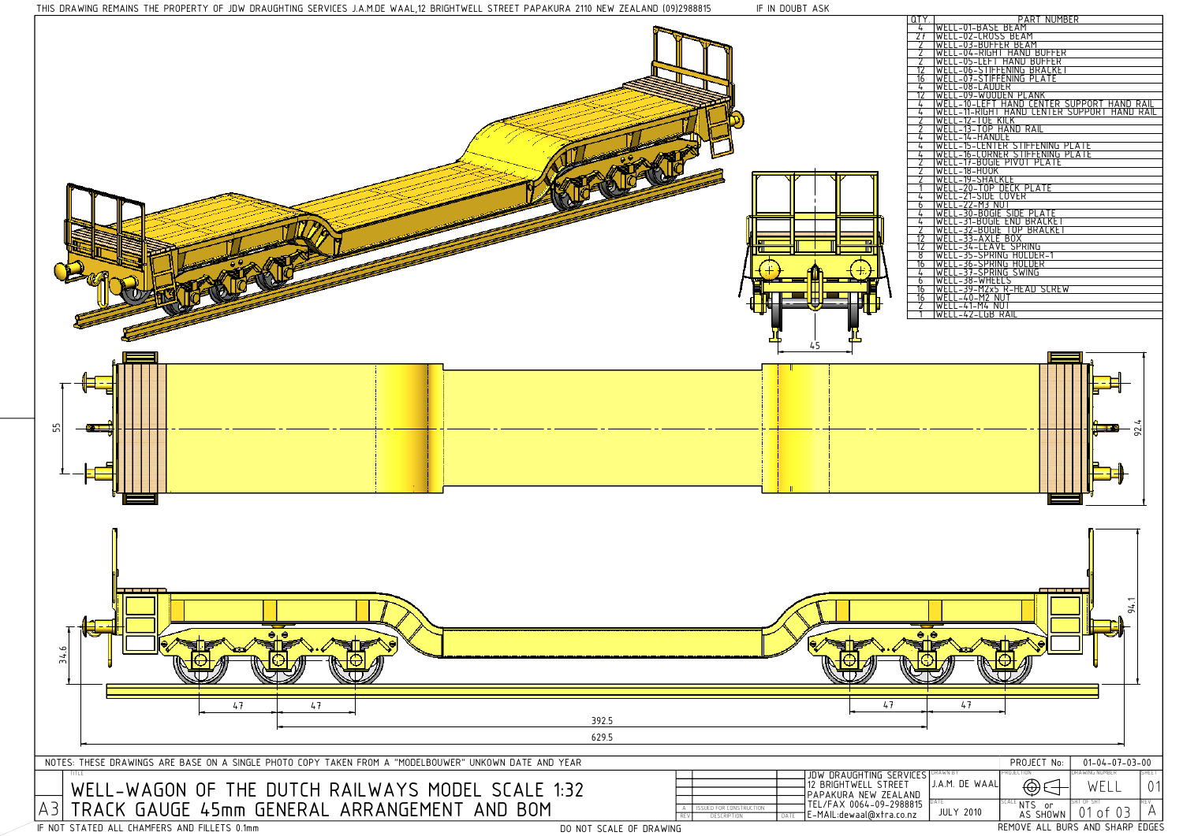THIS DRAWING REMAINS THE PROPERTY OF JDW DRAUGHTING SERVICES J.A.M.DE WAAL,12 BRIGHTWELL STREET PAPAKURA 2110 NEW ZEALAND (09)2988815 IF IN DOUBT ASK

| QTY. | PART NUMBER |
|---|---|
| 4 | WELL-01-BASE BEAM |
| 27 | WELL-02-CROSS BEAM |
| 2 | WELL-03-BUFFER BEAM |
| 2 | WELL-04-RIGHT HAND BUFFER |
| 2 | WELL-05-LEFT HAND BUFFER |
| 12 | WELL-06-STIFFENING BRACKET |
| 16 | WELL-07-STIFFENING PLATE |
| 4 | WELL-08-LADDER |
| 12 | WELL-09-WOODEN PLANK |
| 4 | WELL-10-LEFT HAND CENTER SUPPORT HAND RAIL |
| 4 | WELL-11-RIGHT HAND CENTER SUPPORT HAND RAIL |
| 2 | WELL-12-TOE KICK |
| 2 | WELL-13-TOP HAND RAIL |
| 4 | WELL-14-HANDLE |
| 4 | WELL-15-CENTER STIFFENING PLATE |
| 4 | WELL-16-CORNER STIFFENING PLATE |
| 2 | WELL-17-BOGIE PIVOT PLATE |
| 2 | WELL-18-HOOK |
| 2 | WELL-19-SHACKLE |
| 1 | WELL-20-TOP DECK PLATE |
| 4 | WELL-21-SIDE COVER |
| 6 | WELL-22-M3 NUT |
| 4 | WELL-30-BOGIE SIDE PLATE |
| 4 | WELL-31-BOGIE END BRACKET |
| 2 | WELL-32-BOGIE TOP BRACKET |
| 12 | WELL-33-AXLE BOX |
| 12 | WELL-34-LEAVE SPRING |
| 8 | WELL-35-SPRING HOLDER-1 |
| 16 | WELL-36-SPRING HOLDER |
| 4 | WELL-37-SPRING SWING |
| 6 | WELL-38-WHEELS |
| 16 | WELL-39-M2x5 R-HEAD SCREW |
| 16 | WELL-40-M2 NUT |
| 2 | WELL-41-M4 NUT |
| 1 | WELL-42-LGB RAIL |

45

55

92.4

94.1

34.6

47 47 47 47

392.5

629.5

NOTES: THESE DRAWINGS ARE BASE ON A SINGLE PHOTO COPY TAKEN FROM A "MODELBOUWER" UNKOWN DATE AND YEAR

PROJECT No: 01-04-07-03-00

# WELL-WAGON OF THE DUTCH RAILWAYS MODEL SCALE 1:32
# TRACK GAUGE 45mm GENERAL ARRANGEMENT AND BOM

A3

| REV | DESCRIPTION | DATE |
|---|---|---|
| A | ISSUED FOR CONSTRUCTION | |

JDW DRAUGHTING SERVICES
12 BRIGHTWELL STREET
PAPAKURA NEW ZEALAND
TEL/FAX 0064-09-2988815
E-MAIL:dewaal@xtra.co.nz

DRAWN BY: J.A.M. DE WAAL

DATE: JULY 2010

PROJECTION

SCALE: NTS or AS SHOWN

DRAWING NUMBER: WELL

SHEET: 01

SHT OF SHT: 01 of 03

REV: A

IF NOT STATED ALL CHAMFERS AND FILLETS 0.1mm

DO NOT SCALE OF DRAWING

REMOVE ALL BURS AND SHARP EDGES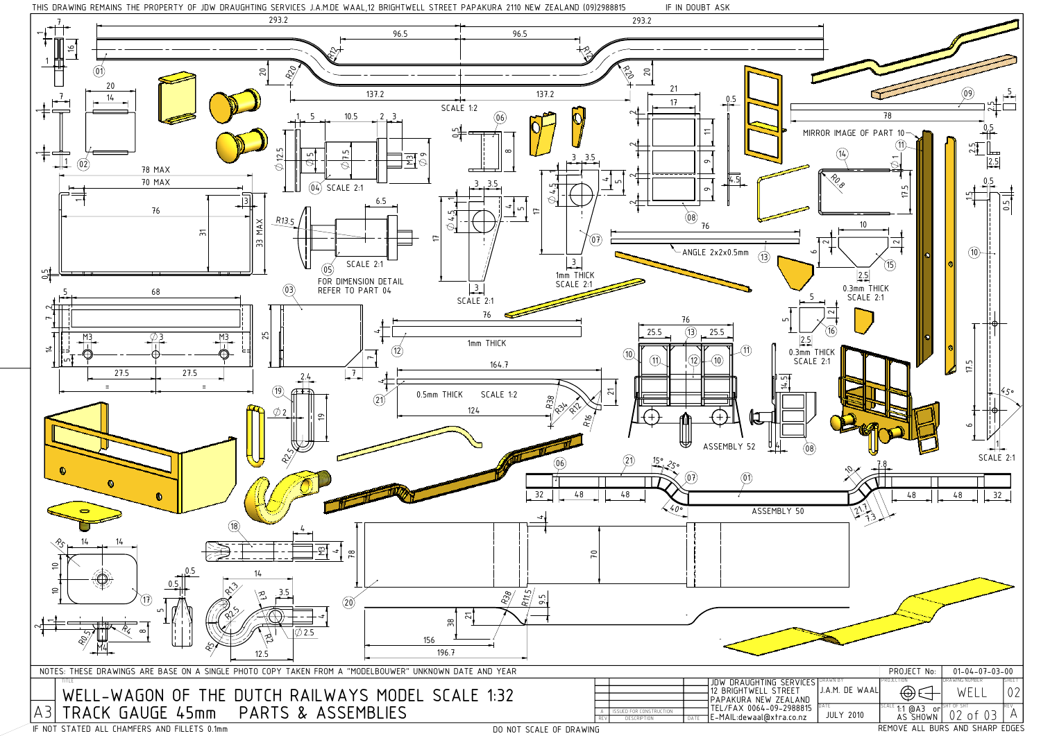THIS DRAWING REMAINS THE PROPERTY OF JDW DRAUGHTING SERVICES J.A.M.DE WAAL,12 BRIGHTWELL STREET PAPAKURA 2110 NEW ZEALAND (09)2988815

IF IN DOUBT ASK

SCALE 1:2

SCALE 2:1

FOR DIMENSION DETAIL REFER TO PART 04

1mm THICK SCALE 2:1

ANGLE 2x2x0.5mm

MIRROR IMAGE OF PART 10

0.3mm THICK SCALE 2:1

1mm THICK

0.5mm THICK SCALE 1:2

ASSEMBLY 52

ASSEMBLY 50

NOTES: THESE DRAWINGS ARE BASE ON A SINGLE PHOTO COPY TAKEN FROM A "MODELBOUWER" UNKNOWN DATE AND YEAR

| | |
|---|---|
| TITLE | WELL-WAGON OF THE DUTCH RAILWAYS MODEL SCALE 1:32 TRACK GAUGE 45mm PARTS & ASSEMBLIES |
| SIZE | A3 |
| REV A | ISSUED FOR CONSTRUCTION |
| COMPANY | JDW DRAUGHTING SERVICES 12 BRIGHTWELL STREET PAPAKURA NEW ZEALAND TEL/FAX 0064-09-2988815 E-MAIL:dewaal@xtra.co.nz |
| DRAWN BY | J.A.M. DE WAAL |
| DATE | JULY 2010 |
| PROJECT No: | 01-04-07-03-00 |
| DRAWING NUMBER | WELL |
| SHEET | 02 |
| SCALE | 1:1 @A3 or AS SHOWN |
| SHT OF SHT | 02 of 03 |
| REV | A |

IF NOT STATED ALL CHAMFERS AND FILLETS 0.1mm

DO NOT SCALE OF DRAWING

REMOVE ALL BURS AND SHARP EDGES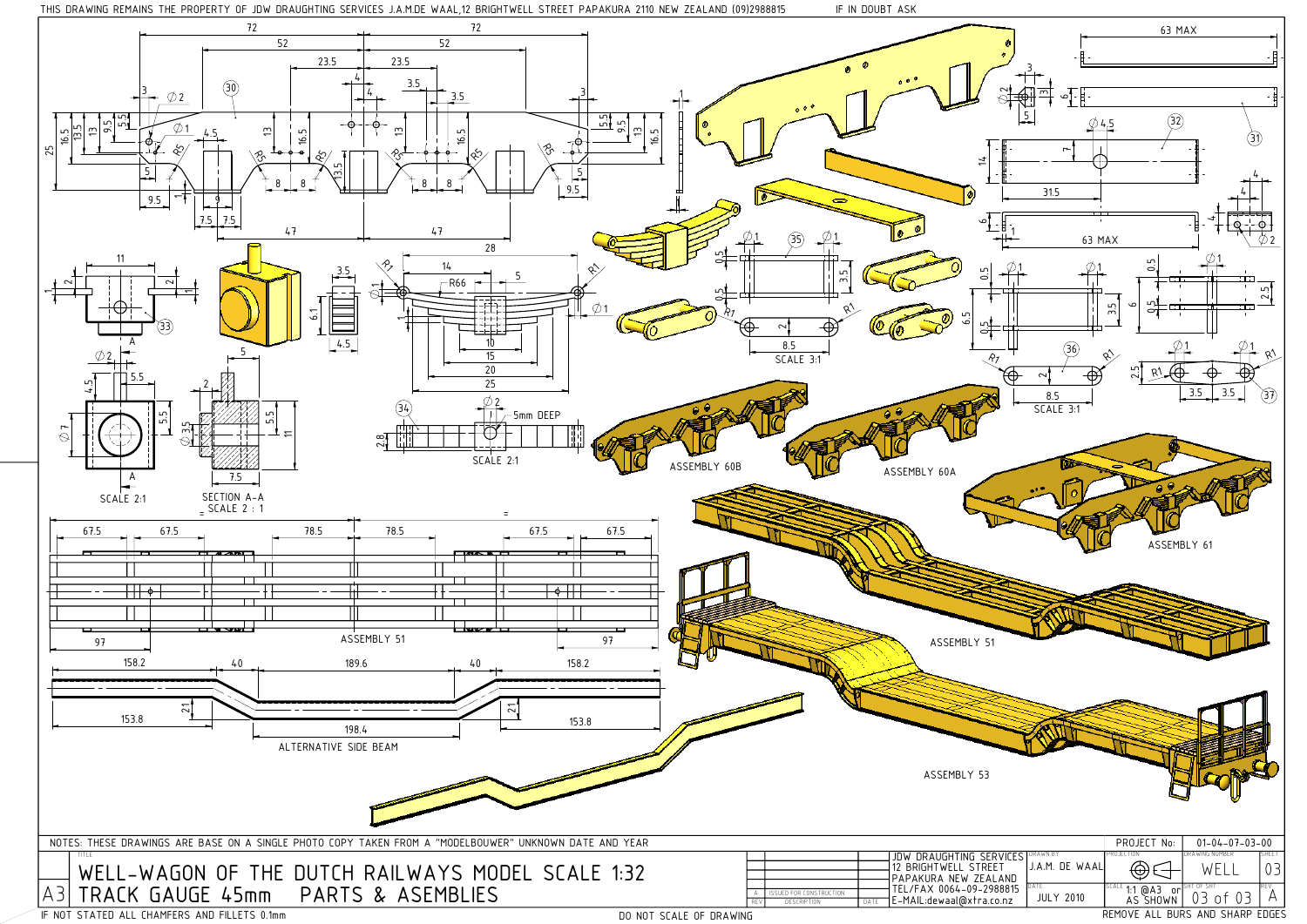THIS DRAWING REMAINS THE PROPERTY OF JDW DRAUGHTING SERVICES J.A.M.DE WAAL,12 BRIGHTWELL STREET PAPAKURA 2110 NEW ZEALAND (09)2988815

IF IN DOUBT ASK

72
72
52
52
23.5
23.5
4
4
3.5
3.5
3
3
(30)
Ø2
Ø1
4.5
R5
R5
R5
R5
R5
R5
16.5
13.5
9.5
5.5
25
13
16.5
13
16.5
5.5
9.5
13
16.5
5
9.5
1
9
7.5
7.5
8
8
13.5
8
8
5
9.5
47
47

63 MAX
3
Ø2
3
6
5
(32)
Ø4.5
(31)
14
7
31.5
4
4
6
1
63 MAX
4
Ø2

11
1
2
2
1
(33)
A
Ø2
4.5
5.5
Ø7
5.5
A
SCALE 2:1
5
2
Ø3.5
5.5
11
7.5
SECTION A-A
SCALE 2 : 1

3.5
6.1
4.5

28
R1
14
R1
R66
5
Ø1
Ø1
1
10
15
20
25
(34)
Ø2
5mm DEEP
2.8
SCALE 2:1

Ø1
(35)
Ø1
0.5
3.5
0.5
R1
R1
2
8.5
SCALE 3:1

Ø1
Ø1
0.5
3.5
6.5
0.5
R1
(36)
R1
2
8.5
SCALE 3:1

Ø1
0.5
2.5
6
0.5
Ø1
Ø1
R1
2.5
R1
3.5
3.5
(37)

ASSEMBLY 60B
ASSEMBLY 60A
ASSEMBLY 61

67.5
67.5
78.5
78.5
67.5
67.5
97
ASSEMBLY 51
97

ASSEMBLY 51

158.2
40
189.6
40
158.2
21
21
153.8
198.4
153.8
ALTERNATIVE SIDE BEAM

ASSEMBLY 53

NOTES: THESE DRAWINGS ARE BASE ON A SINGLE PHOTO COPY TAKEN FROM A "MODELBOUWER" UNKNOWN DATE AND YEAR

| | |
|---|---|
| TITLE | WELL-WAGON OF THE DUTCH RAILWAYS MODEL SCALE 1:32<br>TRACK GAUGE 45mm PARTS & ASEMBLIES |
| A3 | |
| REV | A - ISSUED FOR CONSTRUCTION |
| | JDW DRAUGHTING SERVICES<br>12 BRIGHTWELL STREET<br>PAPAKURA NEW ZEALAND<br>TEL/FAX 0064-09-2988815<br>E-MAIL:dewaal@xtra.co.nz |
| DRAWN BY | J.A.M. DE WAAL |
| DATE | JULY 2010 |
| PROJECTION | |
| SCALE | 1:1 @A3 or AS SHOWN |
| PROJECT No: | 01-04-07-03-00 |
| DRAWING NUMBER | WELL |
| SHEET | 03 |
| SHT OF SHT | 03 of 03 |
| REV | A |

IF NOT STATED ALL CHAMFERS AND FILLETS 0.1mm

DO NOT SCALE OF DRAWING

REMOVE ALL BURS AND SHARP EDGES